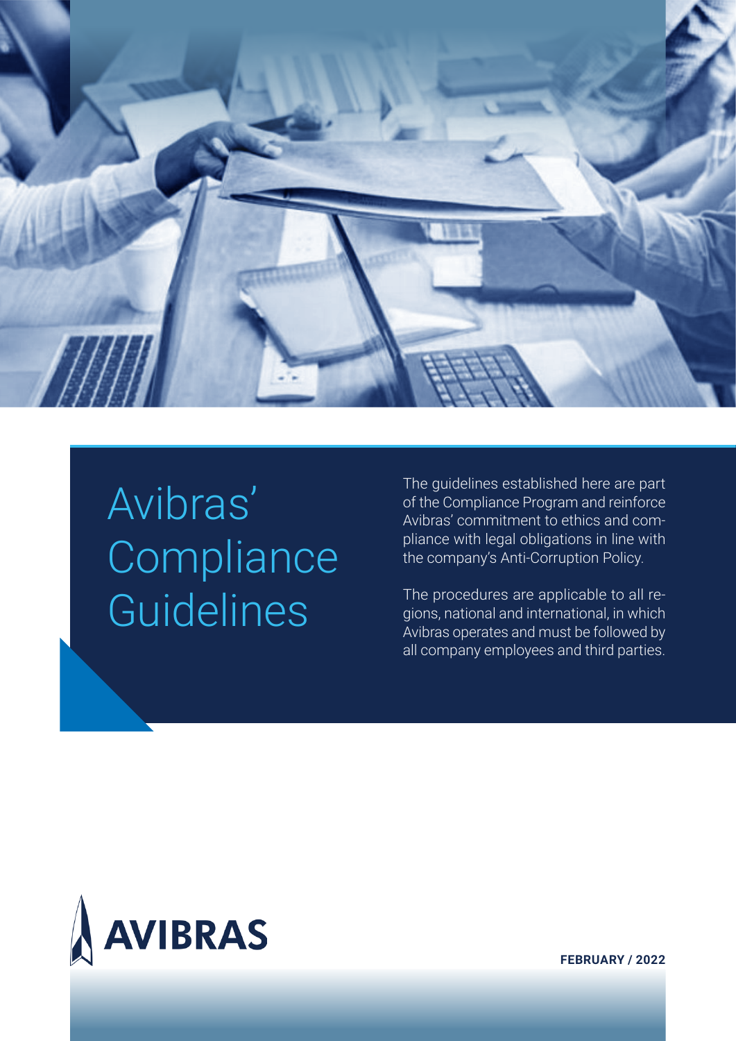# Avibras' Compliance Guidelines

The guidelines established here are part of the Compliance Program and reinforce Avibras' commitment to ethics and compliance with legal obligations in line with the company's Anti-Corruption Policy.

The procedures are applicable to all regions, national and international, in which Avibras operates and must be followed by all company employees and third parties.

AVIBRAS

**FEBRUARY / 2022**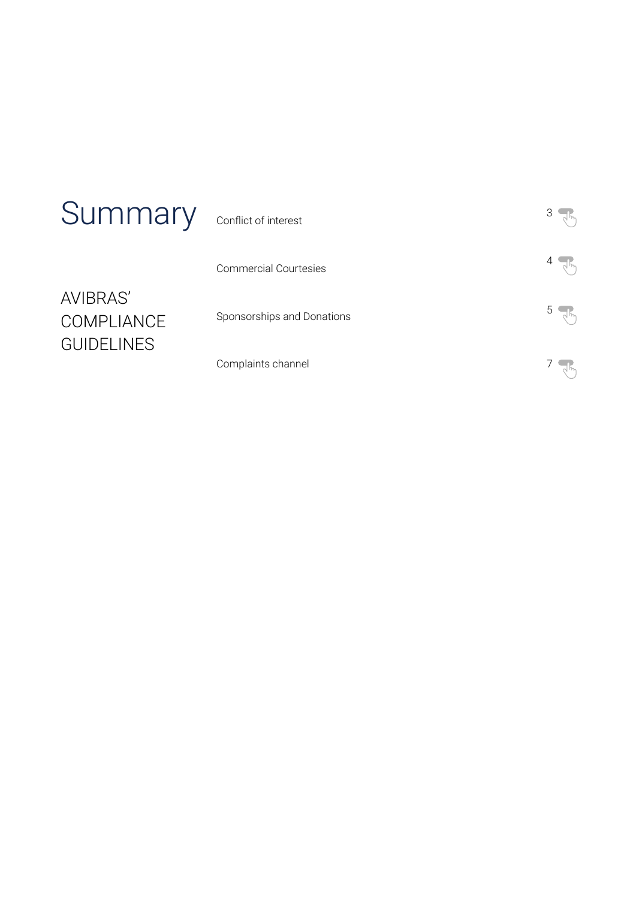# Summary

## AVIBRAS' COMPLIANCE GUIDELINES

| | |
|---|---|
| Conflict of interest | 3 |
| Commercial Courtesies | 4 |
| Sponsorships and Donations | 5 |
| Complaints channel | 7 |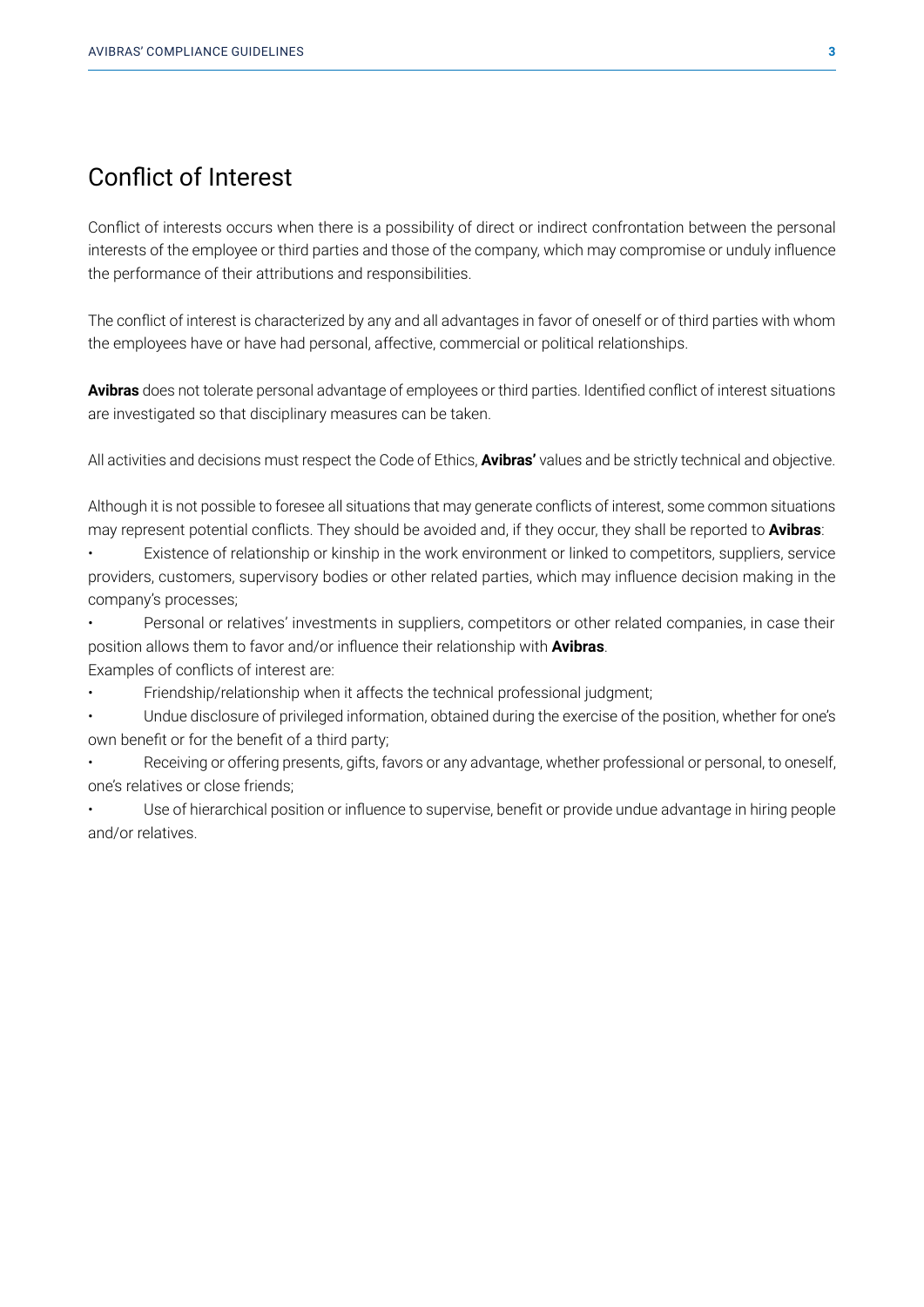## Conflict of Interest

Conflict of interests occurs when there is a possibility of direct or indirect confrontation between the personal interests of the employee or third parties and those of the company, which may compromise or unduly influence the performance of their attributions and responsibilities.

The conflict of interest is characterized by any and all advantages in favor of oneself or of third parties with whom the employees have or have had personal, affective, commercial or political relationships.

**Avibras** does not tolerate personal advantage of employees or third parties. Identified conflict of interest situations are investigated so that disciplinary measures can be taken.

All activities and decisions must respect the Code of Ethics, **Avibras'** values and be strictly technical and objective.

Although it is not possible to foresee all situations that may generate conflicts of interest, some common situations may represent potential conflicts. They should be avoided and, if they occur, they shall be reported to **Avibras**:

- Existence of relationship or kinship in the work environment or linked to competitors, suppliers, service providers, customers, supervisory bodies or other related parties, which may influence decision making in the company's processes;
- Personal or relatives' investments in suppliers, competitors or other related companies, in case their position allows them to favor and/or influence their relationship with **Avibras**.

Examples of conflicts of interest are:

- Friendship/relationship when it affects the technical professional judgment;
- Undue disclosure of privileged information, obtained during the exercise of the position, whether for one's own benefit or for the benefit of a third party;
- Receiving or offering presents, gifts, favors or any advantage, whether professional or personal, to oneself, one's relatives or close friends;
- Use of hierarchical position or influence to supervise, benefit or provide undue advantage in hiring people and/or relatives.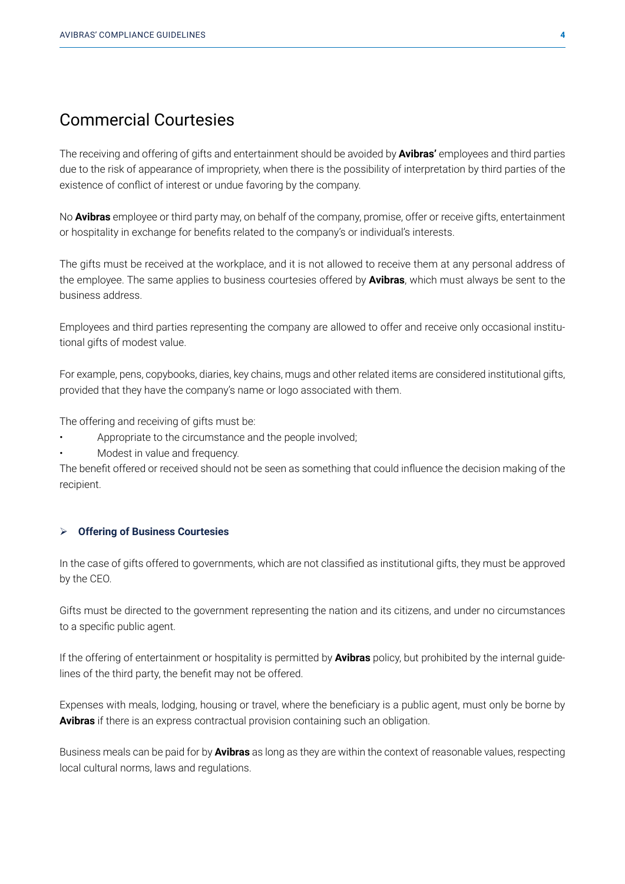## Commercial Courtesies

The receiving and offering of gifts and entertainment should be avoided by **Avibras'** employees and third parties due to the risk of appearance of impropriety, when there is the possibility of interpretation by third parties of the existence of conflict of interest or undue favoring by the company.

No **Avibras** employee or third party may, on behalf of the company, promise, offer or receive gifts, entertainment or hospitality in exchange for benefits related to the company's or individual's interests.

The gifts must be received at the workplace, and it is not allowed to receive them at any personal address of the employee. The same applies to business courtesies offered by **Avibras**, which must always be sent to the business address.

Employees and third parties representing the company are allowed to offer and receive only occasional institutional gifts of modest value.

For example, pens, copybooks, diaries, key chains, mugs and other related items are considered institutional gifts, provided that they have the company's name or logo associated with them.

The offering and receiving of gifts must be:

- Appropriate to the circumstance and the people involved;
- Modest in value and frequency.

The benefit offered or received should not be seen as something that could influence the decision making of the recipient.

### Offering of Business Courtesies

In the case of gifts offered to governments, which are not classified as institutional gifts, they must be approved by the CEO.

Gifts must be directed to the government representing the nation and its citizens, and under no circumstances to a specific public agent.

If the offering of entertainment or hospitality is permitted by **Avibras** policy, but prohibited by the internal guidelines of the third party, the benefit may not be offered.

Expenses with meals, lodging, housing or travel, where the beneficiary is a public agent, must only be borne by **Avibras** if there is an express contractual provision containing such an obligation.

Business meals can be paid for by **Avibras** as long as they are within the context of reasonable values, respecting local cultural norms, laws and regulations.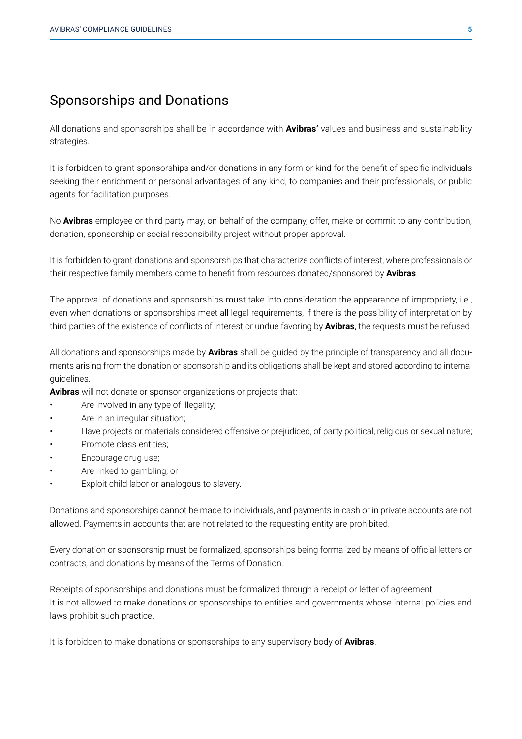## Sponsorships and Donations

All donations and sponsorships shall be in accordance with **Avibras'** values and business and sustainability strategies.

It is forbidden to grant sponsorships and/or donations in any form or kind for the benefit of specific individuals seeking their enrichment or personal advantages of any kind, to companies and their professionals, or public agents for facilitation purposes.

No **Avibras** employee or third party may, on behalf of the company, offer, make or commit to any contribution, donation, sponsorship or social responsibility project without proper approval.

It is forbidden to grant donations and sponsorships that characterize conflicts of interest, where professionals or their respective family members come to benefit from resources donated/sponsored by **Avibras**.

The approval of donations and sponsorships must take into consideration the appearance of impropriety, i.e., even when donations or sponsorships meet all legal requirements, if there is the possibility of interpretation by third parties of the existence of conflicts of interest or undue favoring by **Avibras**, the requests must be refused.

All donations and sponsorships made by **Avibras** shall be guided by the principle of transparency and all documents arising from the donation or sponsorship and its obligations shall be kept and stored according to internal guidelines.

**Avibras** will not donate or sponsor organizations or projects that:

- Are involved in any type of illegality;
- Are in an irregular situation;
- Have projects or materials considered offensive or prejudiced, of party political, religious or sexual nature;
- Promote class entities;
- Encourage drug use;
- Are linked to gambling; or
- Exploit child labor or analogous to slavery.

Donations and sponsorships cannot be made to individuals, and payments in cash or in private accounts are not allowed. Payments in accounts that are not related to the requesting entity are prohibited.

Every donation or sponsorship must be formalized, sponsorships being formalized by means of official letters or contracts, and donations by means of the Terms of Donation.

Receipts of sponsorships and donations must be formalized through a receipt or letter of agreement.
It is not allowed to make donations or sponsorships to entities and governments whose internal policies and laws prohibit such practice.

It is forbidden to make donations or sponsorships to any supervisory body of **Avibras**.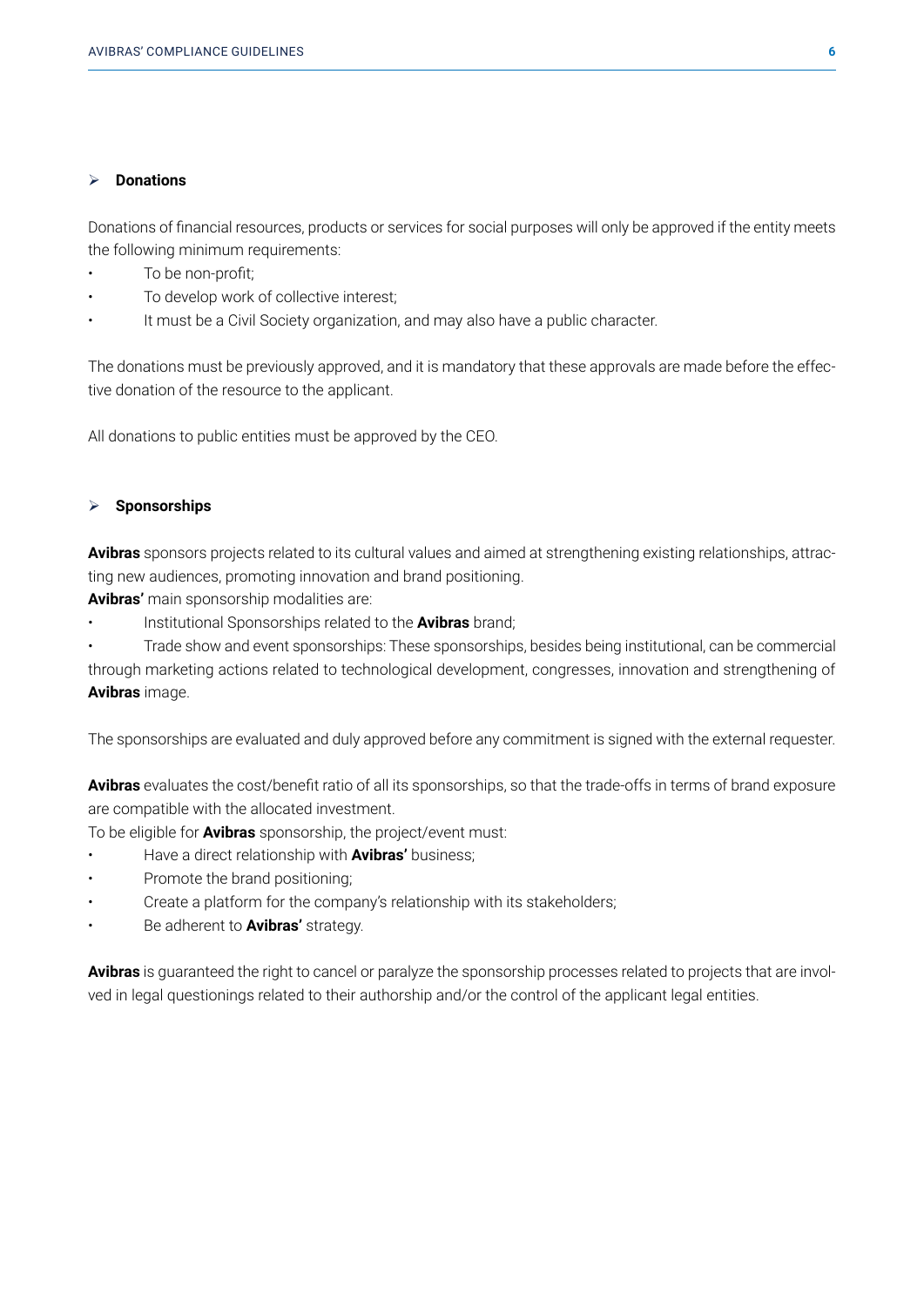- **Donations**

Donations of financial resources, products or services for social purposes will only be approved if the entity meets the following minimum requirements:

- To be non-profit;
- To develop work of collective interest;
- It must be a Civil Society organization, and may also have a public character.

The donations must be previously approved, and it is mandatory that these approvals are made before the effective donation of the resource to the applicant.

All donations to public entities must be approved by the CEO.

- **Sponsorships**

**Avibras** sponsors projects related to its cultural values and aimed at strengthening existing relationships, attracting new audiences, promoting innovation and brand positioning.

**Avibras'** main sponsorship modalities are:

- Institutional Sponsorships related to the **Avibras** brand;
- Trade show and event sponsorships: These sponsorships, besides being institutional, can be commercial through marketing actions related to technological development, congresses, innovation and strengthening of **Avibras** image.

The sponsorships are evaluated and duly approved before any commitment is signed with the external requester.

**Avibras** evaluates the cost/benefit ratio of all its sponsorships, so that the trade-offs in terms of brand exposure are compatible with the allocated investment.

To be eligible for **Avibras** sponsorship, the project/event must:

- Have a direct relationship with **Avibras'** business;
- Promote the brand positioning;
- Create a platform for the company's relationship with its stakeholders;
- Be adherent to **Avibras'** strategy.

**Avibras** is guaranteed the right to cancel or paralyze the sponsorship processes related to projects that are involved in legal questionings related to their authorship and/or the control of the applicant legal entities.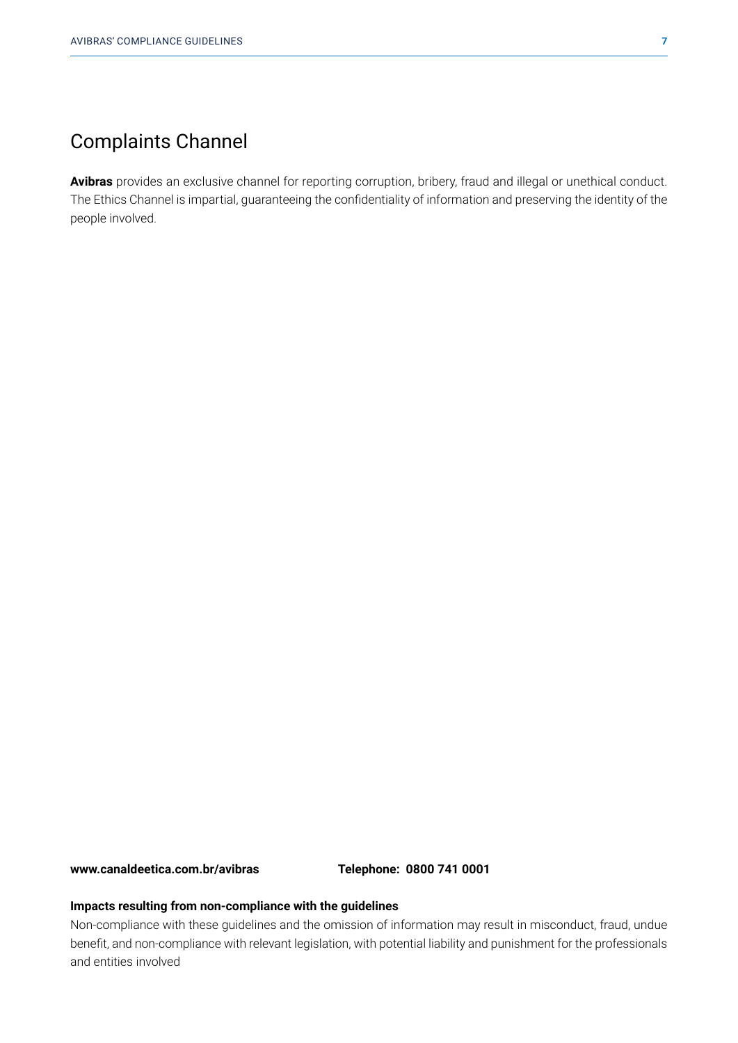## Complaints Channel

**Avibras** provides an exclusive channel for reporting corruption, bribery, fraud and illegal or unethical conduct. The Ethics Channel is impartial, guaranteeing the confidentiality of information and preserving the identity of the people involved.

**www.canaldeetica.com.br/avibras** **Telephone: 0800 741 0001**

**Impacts resulting from non-compliance with the guidelines**

Non-compliance with these guidelines and the omission of information may result in misconduct, fraud, undue benefit, and non-compliance with relevant legislation, with potential liability and punishment for the professionals and entities involved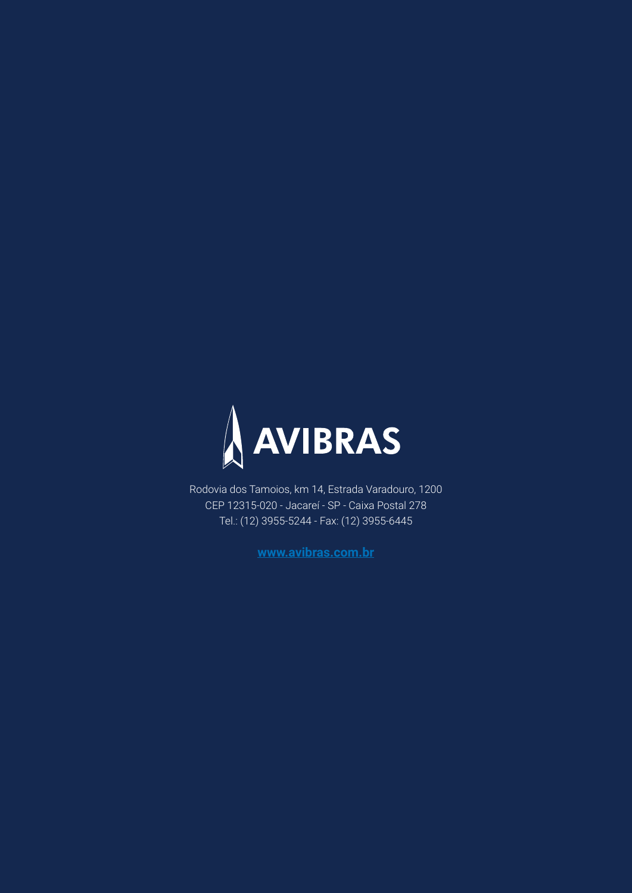AVIBRAS

Rodovia dos Tamoios, km 14, Estrada Varadouro, 1200
CEP 12315-020 - Jacareí - SP - Caixa Postal 278
Tel.: (12) 3955-5244 - Fax: (12) 3955-6445

**www.avibras.com.br**